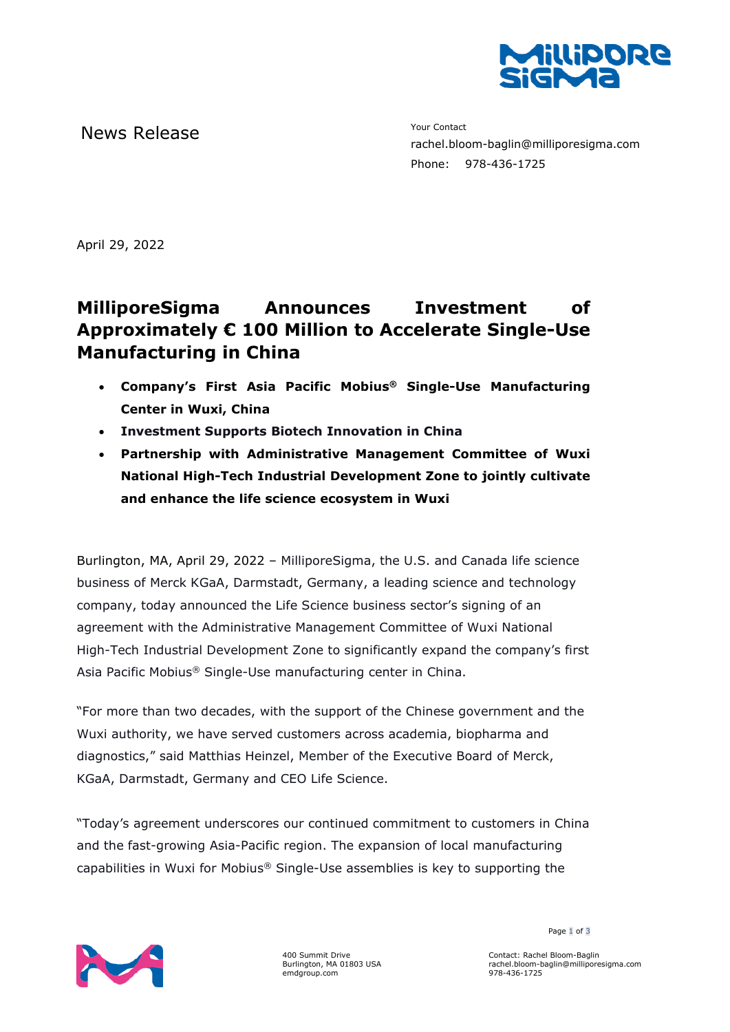News Release

Your Contact
rachel.bloom-baglin@milliporesigma.com
Phone: 978-436-1725

April 29, 2022

# MilliporeSigma Announces Investment of Approximately € 100 Million to Accelerate Single-Use Manufacturing in China

- **Company's First Asia Pacific Mobius® Single-Use Manufacturing Center in Wuxi, China**
- **Investment Supports Biotech Innovation in China**
- **Partnership with Administrative Management Committee of Wuxi National High-Tech Industrial Development Zone to jointly cultivate and enhance the life science ecosystem in Wuxi**

Burlington, MA, April 29, 2022 – MilliporeSigma, the U.S. and Canada life science business of Merck KGaA, Darmstadt, Germany, a leading science and technology company, today announced the Life Science business sector's signing of an agreement with the Administrative Management Committee of Wuxi National High-Tech Industrial Development Zone to significantly expand the company's first Asia Pacific Mobius® Single-Use manufacturing center in China.

"For more than two decades, with the support of the Chinese government and the Wuxi authority, we have served customers across academia, biopharma and diagnostics," said Matthias Heinzel, Member of the Executive Board of Merck, KGaA, Darmstadt, Germany and CEO Life Science.

"Today's agreement underscores our continued commitment to customers in China and the fast-growing Asia-Pacific region. The expansion of local manufacturing capabilities in Wuxi for Mobius® Single-Use assemblies is key to supporting the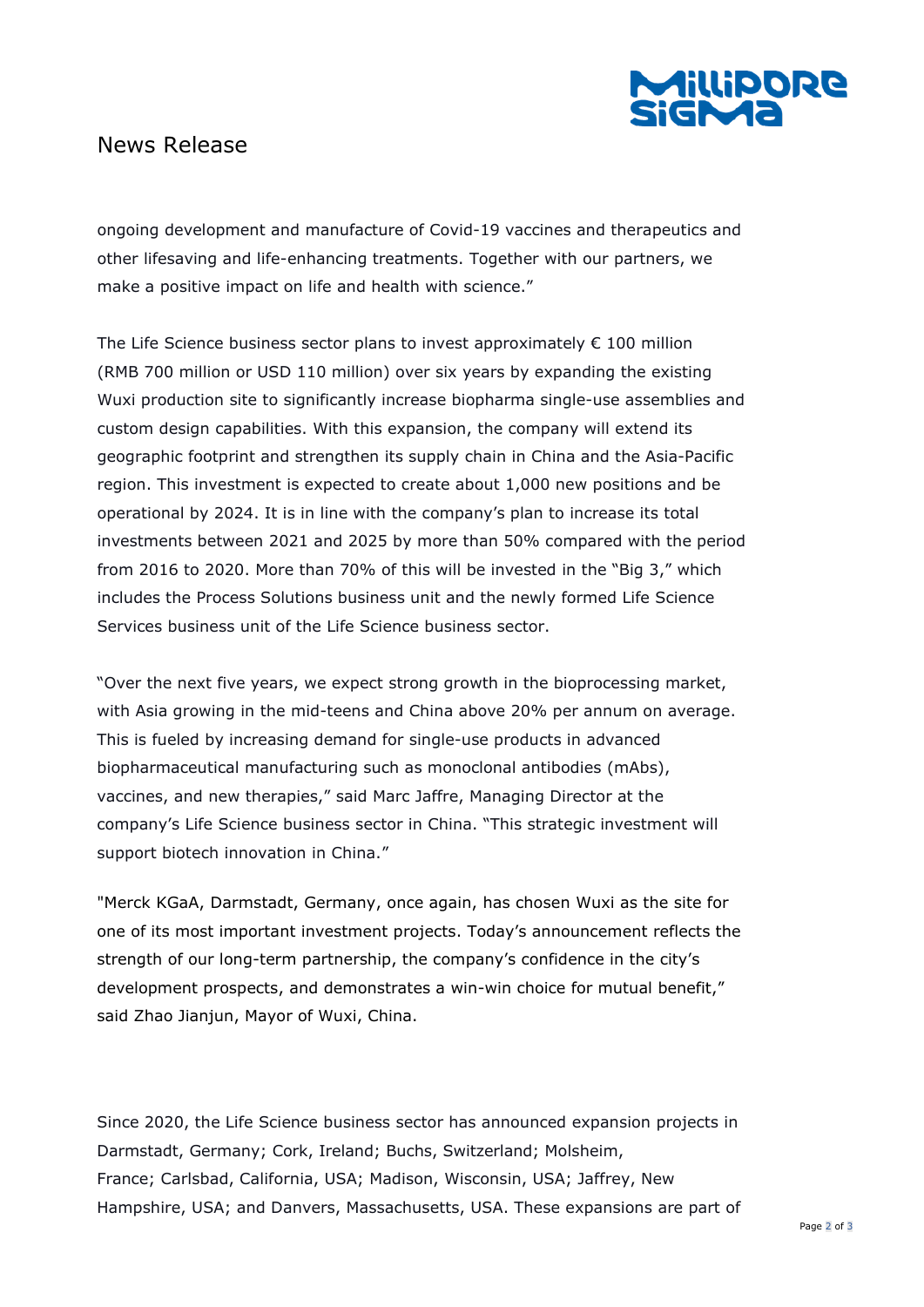ongoing development and manufacture of Covid-19 vaccines and therapeutics and other lifesaving and life-enhancing treatments. Together with our partners, we make a positive impact on life and health with science."

The Life Science business sector plans to invest approximately € 100 million (RMB 700 million or USD 110 million) over six years by expanding the existing Wuxi production site to significantly increase biopharma single-use assemblies and custom design capabilities. With this expansion, the company will extend its geographic footprint and strengthen its supply chain in China and the Asia-Pacific region. This investment is expected to create about 1,000 new positions and be operational by 2024. It is in line with the company's plan to increase its total investments between 2021 and 2025 by more than 50% compared with the period from 2016 to 2020. More than 70% of this will be invested in the "Big 3," which includes the Process Solutions business unit and the newly formed Life Science Services business unit of the Life Science business sector.

"Over the next five years, we expect strong growth in the bioprocessing market, with Asia growing in the mid-teens and China above 20% per annum on average. This is fueled by increasing demand for single-use products in advanced biopharmaceutical manufacturing such as monoclonal antibodies (mAbs), vaccines, and new therapies," said Marc Jaffre, Managing Director at the company's Life Science business sector in China. "This strategic investment will support biotech innovation in China."

"Merck KGaA, Darmstadt, Germany, once again, has chosen Wuxi as the site for one of its most important investment projects. Today's announcement reflects the strength of our long-term partnership, the company's confidence in the city's development prospects, and demonstrates a win-win choice for mutual benefit," said Zhao Jianjun, Mayor of Wuxi, China.

Since 2020, the Life Science business sector has announced expansion projects in Darmstadt, Germany; Cork, Ireland; Buchs, Switzerland; Molsheim, France; Carlsbad, California, USA; Madison, Wisconsin, USA; Jaffrey, New Hampshire, USA; and Danvers, Massachusetts, USA. These expansions are part of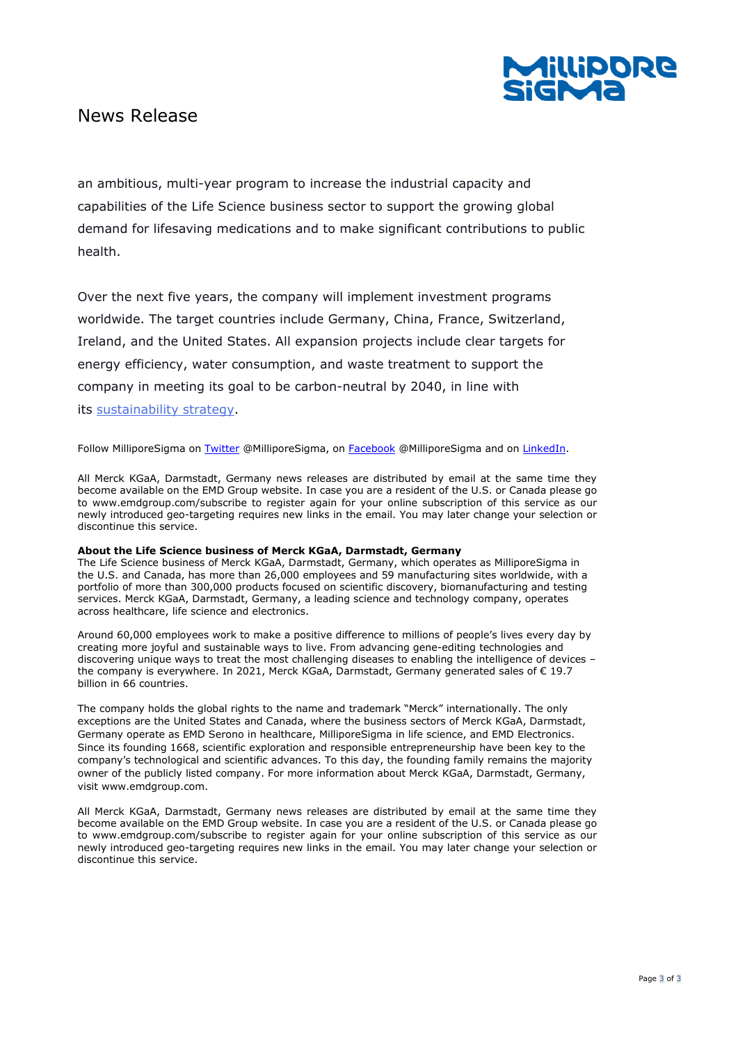an ambitious, multi-year program to increase the industrial capacity and capabilities of the Life Science business sector to support the growing global demand for lifesaving medications and to make significant contributions to public health.

Over the next five years, the company will implement investment programs worldwide. The target countries include Germany, China, France, Switzerland, Ireland, and the United States. All expansion projects include clear targets for energy efficiency, water consumption, and waste treatment to support the company in meeting its goal to be carbon-neutral by 2040, in line with its sustainability strategy.

Follow MilliporeSigma on Twitter @MilliporeSigma, on Facebook @MilliporeSigma and on LinkedIn.

All Merck KGaA, Darmstadt, Germany news releases are distributed by email at the same time they become available on the EMD Group website. In case you are a resident of the U.S. or Canada please go to www.emdgroup.com/subscribe to register again for your online subscription of this service as our newly introduced geo-targeting requires new links in the email. You may later change your selection or discontinue this service.

**About the Life Science business of Merck KGaA, Darmstadt, Germany**
The Life Science business of Merck KGaA, Darmstadt, Germany, which operates as MilliporeSigma in the U.S. and Canada, has more than 26,000 employees and 59 manufacturing sites worldwide, with a portfolio of more than 300,000 products focused on scientific discovery, biomanufacturing and testing services. Merck KGaA, Darmstadt, Germany, a leading science and technology company, operates across healthcare, life science and electronics.

Around 60,000 employees work to make a positive difference to millions of people's lives every day by creating more joyful and sustainable ways to live. From advancing gene-editing technologies and discovering unique ways to treat the most challenging diseases to enabling the intelligence of devices – the company is everywhere. In 2021, Merck KGaA, Darmstadt, Germany generated sales of € 19.7 billion in 66 countries.

The company holds the global rights to the name and trademark "Merck" internationally. The only exceptions are the United States and Canada, where the business sectors of Merck KGaA, Darmstadt, Germany operate as EMD Serono in healthcare, MilliporeSigma in life science, and EMD Electronics. Since its founding 1668, scientific exploration and responsible entrepreneurship have been key to the company's technological and scientific advances. To this day, the founding family remains the majority owner of the publicly listed company. For more information about Merck KGaA, Darmstadt, Germany, visit www.emdgroup.com.

All Merck KGaA, Darmstadt, Germany news releases are distributed by email at the same time they become available on the EMD Group website. In case you are a resident of the U.S. or Canada please go to www.emdgroup.com/subscribe to register again for your online subscription of this service as our newly introduced geo-targeting requires new links in the email. You may later change your selection or discontinue this service.